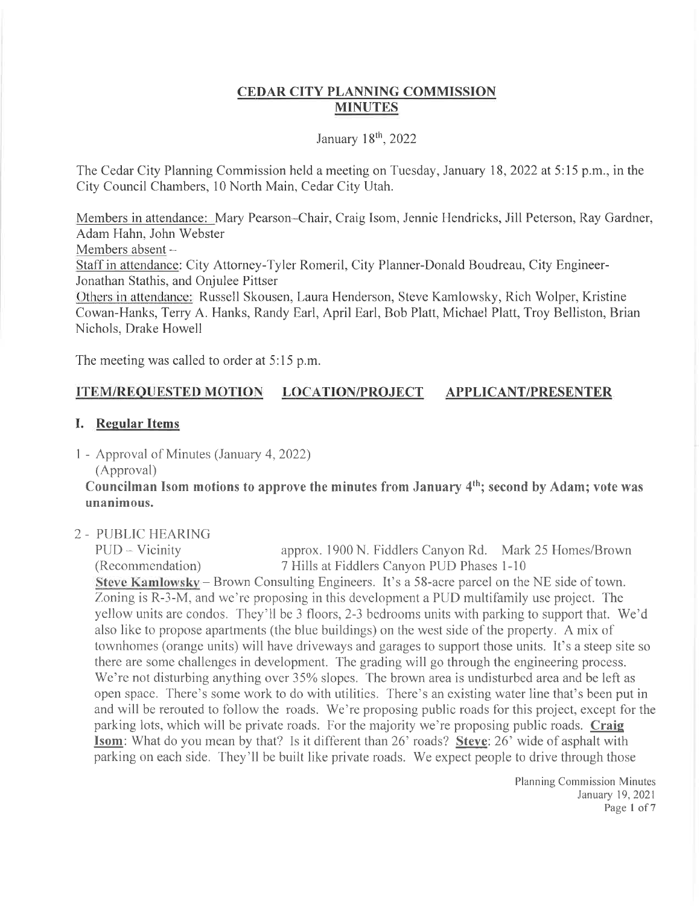# CEDAR CITY PLANNING COMMISSION MINUTES

January 18th, 2022

The Cedar City Planning Commission held a meeting on Tuesday, January 18, 2022 at 5:15 p.m., in the City Council Chambers, 10 North Main, Cedar City Utah.

Members in attendance: Mary Pearson-Chair, Craig Isom, Jennie Hendricks, Jill Peterson, Ray Gardner, Adam Hahn, John Webster

Members absent –

Staff in attendance: City Attorney-Tyler Romeril, City Planner-Donald Boudreau, City Engineer-Jonathan Stathis, and Onjulee Pittser

Others in attendance: Russell Skousen, Laura Henderson, Steve Kamlowsky, Rich Wolper, Kristine Cowan-Hanks, Terry A. Hanks, Randy Earl, April Earl, Bob Platt, Michael Platt, Troy Belliston, Brian Nichols, Drake Howell

The meeting was called to order at 5:15 p.m.

**ITEM/REQUESTED MOTION LOCATION/PROJECT APPLICANT/PRESENTER**

## I. Regular Items

1 - Approval of Minutes (January 4, 2022)
(Approval)

**Councilman Isom motions to approve the minutes from January 4th; second by Adam; vote was unanimous.**

2 - PUBLIC HEARING
PUD – Vicinity approx. 1900 N. Fiddlers Canyon Rd. Mark 25 Homes/Brown
(Recommendation) 7 Hills at Fiddlers Canyon PUD Phases 1-10

**Steve Kamlowsky** – Brown Consulting Engineers. It's a 58-acre parcel on the NE side of town. Zoning is R-3-M, and we're proposing in this development a PUD multifamily use project. The yellow units are condos. They'll be 3 floors, 2-3 bedrooms units with parking to support that. We'd also like to propose apartments (the blue buildings) on the west side of the property. A mix of townhomes (orange units) will have driveways and garages to support those units. It's a steep site so there are some challenges in development. The grading will go through the engineering process. We're not disturbing anything over 35% slopes. The brown area is undisturbed area and be left as open space. There's some work to do with utilities. There's an existing water line that's been put in and will be rerouted to follow the roads. We're proposing public roads for this project, except for the parking lots, which will be private roads. For the majority we're proposing public roads. **Craig Isom**: What do you mean by that? Is it different than 26' roads? **Steve**: 26' wide of asphalt with parking on each side. They'll be built like private roads. We expect people to drive through those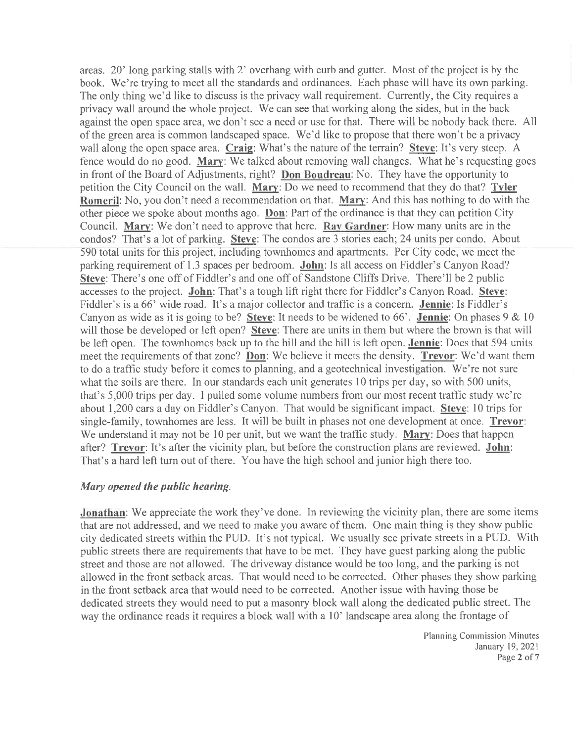areas. 20' long parking stalls with 2' overhang with curb and gutter. Most of the project is by the book. We're trying to meet all the standards and ordinances. Each phase will have its own parking. The only thing we'd like to discuss is the privacy wall requirement. Currently, the City requires a privacy wall around the whole project. We can see that working along the sides, but in the back against the open space area, we don't see a need or use for that. There will be nobody back there. All of the green area is common landscaped space. We'd like to propose that there won't be a privacy wall along the open space area. **Craig**: What's the nature of the terrain? **Steve**: It's very steep. A fence would do no good. **Mary**: We talked about removing wall changes. What he's requesting goes in front of the Board of Adjustments, right? **Don Boudreau**: No. They have the opportunity to petition the City Council on the wall. **Mary**: Do we need to recommend that they do that? **Tyler Romeril**: No, you don't need a recommendation on that. **Mary**: And this has nothing to do with the other piece we spoke about months ago. **Don**: Part of the ordinance is that they can petition City Council. **Mary**: We don't need to approve that here. **Ray Gardner**: How many units are in the condos? That's a lot of parking. **Steve**: The condos are 3 stories each; 24 units per condo. About 590 total units for this project, including townhomes and apartments. Per City code, we meet the parking requirement of 1.3 spaces per bedroom. **John**: Is all access on Fiddler's Canyon Road? **Steve**: There's one off of Fiddler's and one off of Sandstone Cliffs Drive. There'll be 2 public accesses to the project. **John**: That's a tough lift right there for Fiddler's Canyon Road. **Steve**: Fiddler's is a 66' wide road. It's a major collector and traffic is a concern. **Jennie**: Is Fiddler's Canyon as wide as it is going to be? **Steve**: It needs to be widened to 66'. **Jennie**: On phases 9 & 10 will those be developed or left open? **Steve**: There are units in them but where the brown is that will be left open. The townhomes back up to the hill and the hill is left open. **Jennie**: Does that 594 units meet the requirements of that zone? **Don**: We believe it meets the density. **Trevor**: We'd want them to do a traffic study before it comes to planning, and a geotechnical investigation. We're not sure what the soils are there. In our standards each unit generates 10 trips per day, so with 500 units, that's 5,000 trips per day. I pulled some volume numbers from our most recent traffic study we're about 1,200 cars a day on Fiddler's Canyon. That would be significant impact. **Steve**: 10 trips for single-family, townhomes are less. It will be built in phases not one development at once. **Trevor**: We understand it may not be 10 per unit, but we want the traffic study. **Mary**: Does that happen after? **Trevor**: It's after the vicinity plan, but before the construction plans are reviewed. **John**: That's a hard left turn out of there. You have the high school and junior high there too.

***Mary opened the public hearing.***

**Jonathan**: We appreciate the work they've done. In reviewing the vicinity plan, there are some items that are not addressed, and we need to make you aware of them. One main thing is they show public city dedicated streets within the PUD. It's not typical. We usually see private streets in a PUD. With public streets there are requirements that have to be met. They have guest parking along the public street and those are not allowed. The driveway distance would be too long, and the parking is not allowed in the front setback areas. That would need to be corrected. Other phases they show parking in the front setback area that would need to be corrected. Another issue with having those be dedicated streets they would need to put a masonry block wall along the dedicated public street. The way the ordinance reads it requires a block wall with a 10' landscape area along the frontage of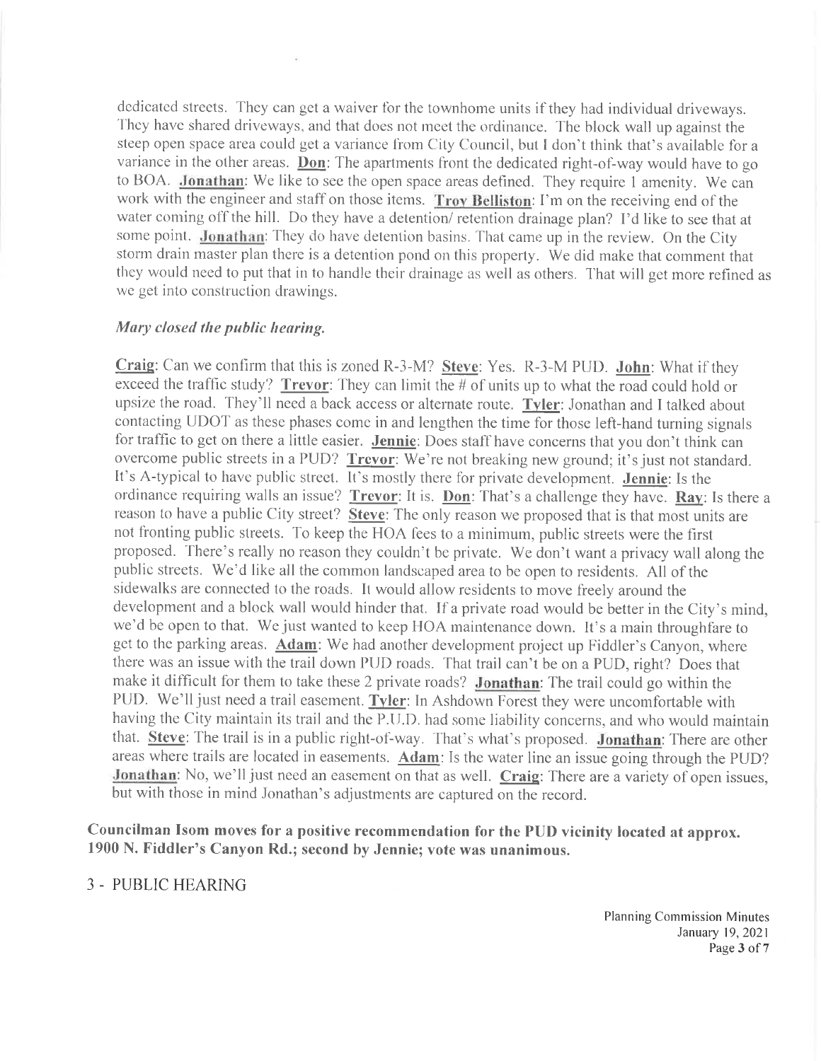dedicated streets. They can get a waiver for the townhome units if they had individual driveways. They have shared driveways, and that does not meet the ordinance. The block wall up against the steep open space area could get a variance from City Council, but I don't think that's available for a variance in the other areas. **Don**: The apartments front the dedicated right-of-way would have to go to BOA. **Jonathan**: We like to see the open space areas defined. They require 1 amenity. We can work with the engineer and staff on those items. **Troy Belliston**: I'm on the receiving end of the water coming off the hill. Do they have a detention/ retention drainage plan? I'd like to see that at some point. **Jonathan**: They do have detention basins. That came up in the review. On the City storm drain master plan there is a detention pond on this property. We did make that comment that they would need to put that in to handle their drainage as well as others. That will get more refined as we get into construction drawings.

*Mary closed the public hearing.*

**Craig**: Can we confirm that this is zoned R-3-M? **Steve**: Yes. R-3-M PUD. **John**: What if they exceed the traffic study? **Trevor**: They can limit the # of units up to what the road could hold or upsize the road. They'll need a back access or alternate route. **Tyler**: Jonathan and I talked about contacting UDOT as these phases come in and lengthen the time for those left-hand turning signals for traffic to get on there a little easier. **Jennie**: Does staff have concerns that you don't think can overcome public streets in a PUD? **Trevor**: We're not breaking new ground; it's just not standard. It's A-typical to have public street. It's mostly there for private development. **Jennie**: Is the ordinance requiring walls an issue? **Trevor**: It is. **Don**: That's a challenge they have. **Ray**: Is there a reason to have a public City street? **Steve**: The only reason we proposed that is that most units are not fronting public streets. To keep the HOA fees to a minimum, public streets were the first proposed. There's really no reason they couldn't be private. We don't want a privacy wall along the public streets. We'd like all the common landscaped area to be open to residents. All of the sidewalks are connected to the roads. It would allow residents to move freely around the development and a block wall would hinder that. If a private road would be better in the City's mind, we'd be open to that. We just wanted to keep HOA maintenance down. It's a main throughfare to get to the parking areas. **Adam**: We had another development project up Fiddler's Canyon, where there was an issue with the trail down PUD roads. That trail can't be on a PUD, right? Does that make it difficult for them to take these 2 private roads? **Jonathan**: The trail could go within the PUD. We'll just need a trail easement. **Tyler**: In Ashdown Forest they were uncomfortable with having the City maintain its trail and the P.U.D. had some liability concerns, and who would maintain that. **Steve**: The trail is in a public right-of-way. That's what's proposed. **Jonathan**: There are other areas where trails are located in easements. **Adam**: Is the water line an issue going through the PUD? **Jonathan**: No, we'll just need an easement on that as well. **Craig**: There are a variety of open issues, but with those in mind Jonathan's adjustments are captured on the record.

**Councilman Isom moves for a positive recommendation for the PUD vicinity located at approx. 1900 N. Fiddler's Canyon Rd.; second by Jennie; vote was unanimous.**

3 - PUBLIC HEARING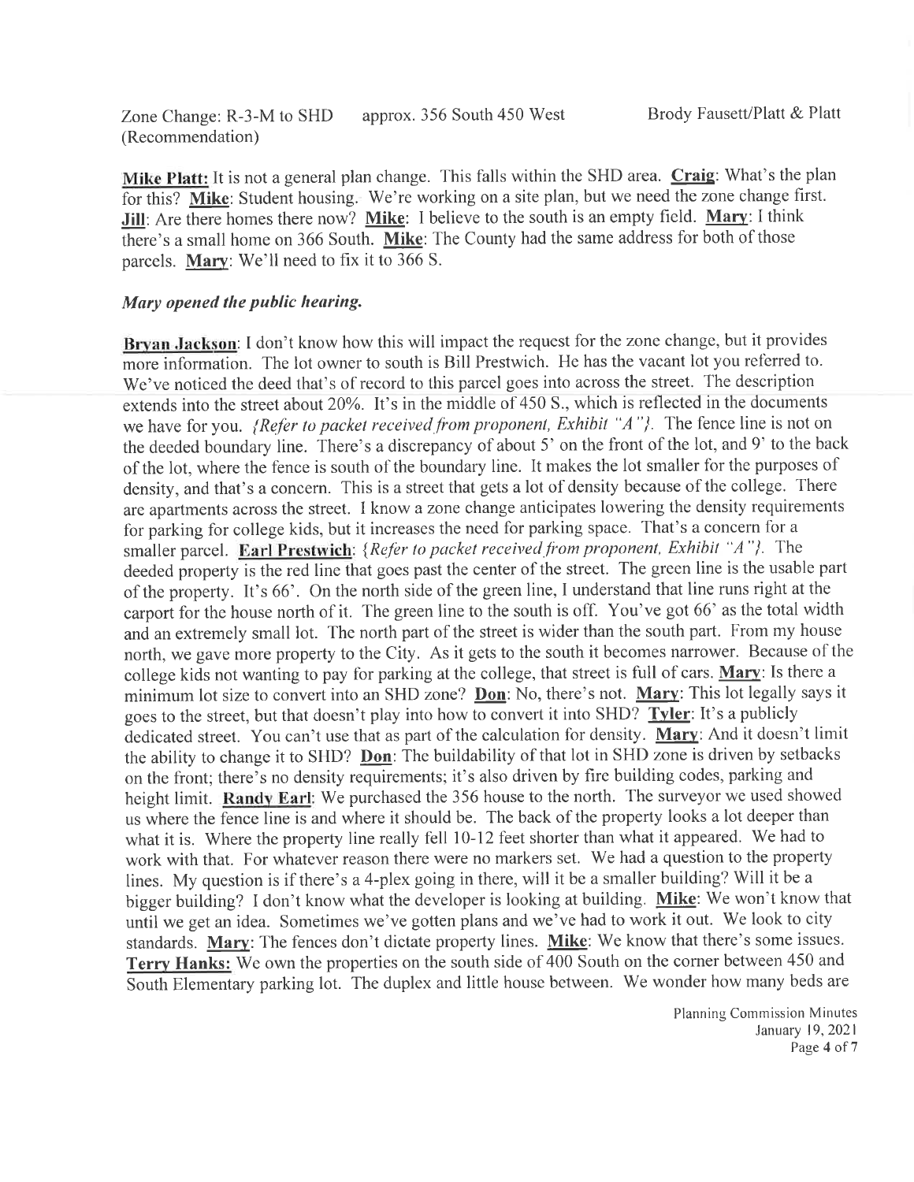Zone Change: R-3-M to SHD (Recommendation) approx. 356 South 450 West Brody Fausett/Platt & Platt

**Mike Platt:** It is not a general plan change. This falls within the SHD area. **Craig**: What's the plan for this? **Mike**: Student housing. We're working on a site plan, but we need the zone change first. **Jill**: Are there homes there now? **Mike**: I believe to the south is an empty field. **Mary**: I think there's a small home on 366 South. **Mike**: The County had the same address for both of those parcels. **Mary**: We'll need to fix it to 366 S.

***Mary opened the public hearing.***

**Bryan Jackson**: I don't know how this will impact the request for the zone change, but it provides more information. The lot owner to south is Bill Prestwich. He has the vacant lot you referred to. We've noticed the deed that's of record to this parcel goes into across the street. The description extends into the street about 20%. It's in the middle of 450 S., which is reflected in the documents we have for you. *{Refer to packet received from proponent, Exhibit "A"}.* The fence line is not on the deeded boundary line. There's a discrepancy of about 5' on the front of the lot, and 9' to the back of the lot, where the fence is south of the boundary line. It makes the lot smaller for the purposes of density, and that's a concern. This is a street that gets a lot of density because of the college. There are apartments across the street. I know a zone change anticipates lowering the density requirements for parking for college kids, but it increases the need for parking space. That's a concern for a smaller parcel. **Earl Prestwich**: *{Refer to packet received from proponent, Exhibit "A"}.* The deeded property is the red line that goes past the center of the street. The green line is the usable part of the property. It's 66'. On the north side of the green line, I understand that line runs right at the carport for the house north of it. The green line to the south is off. You've got 66' as the total width and an extremely small lot. The north part of the street is wider than the south part. From my house north, we gave more property to the City. As it gets to the south it becomes narrower. Because of the college kids not wanting to pay for parking at the college, that street is full of cars. **Mary**: Is there a minimum lot size to convert into an SHD zone? **Don**: No, there's not. **Mary**: This lot legally says it goes to the street, but that doesn't play into how to convert it into SHD? **Tyler**: It's a publicly dedicated street. You can't use that as part of the calculation for density. **Mary**: And it doesn't limit the ability to change it to SHD? **Don**: The buildability of that lot in SHD zone is driven by setbacks on the front; there's no density requirements; it's also driven by fire building codes, parking and height limit. **Randy Earl**: We purchased the 356 house to the north. The surveyor we used showed us where the fence line is and where it should be. The back of the property looks a lot deeper than what it is. Where the property line really fell 10-12 feet shorter than what it appeared. We had to work with that. For whatever reason there were no markers set. We had a question to the property lines. My question is if there's a 4-plex going in there, will it be a smaller building? Will it be a bigger building? I don't know what the developer is looking at building. **Mike**: We won't know that until we get an idea. Sometimes we've gotten plans and we've had to work it out. We look to city standards. **Mary**: The fences don't dictate property lines. **Mike**: We know that there's some issues. **Terry Hanks:** We own the properties on the south side of 400 South on the corner between 450 and South Elementary parking lot. The duplex and little house between. We wonder how many beds are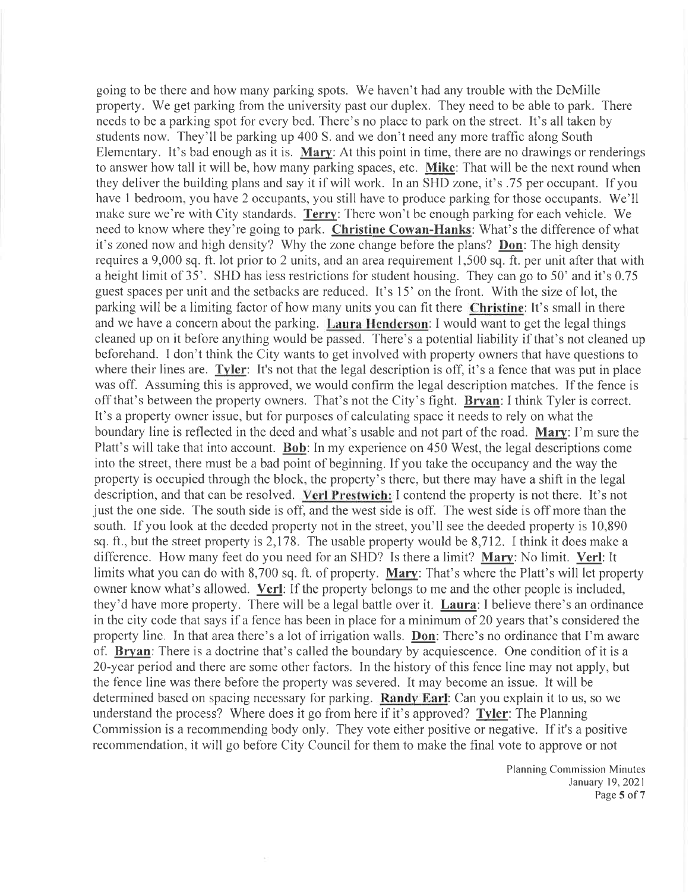going to be there and how many parking spots. We haven't had any trouble with the DeMille property. We get parking from the university past our duplex. They need to be able to park. There needs to be a parking spot for every bed. There's no place to park on the street. It's all taken by students now. They'll be parking up 400 S. and we don't need any more traffic along South Elementary. It's bad enough as it is. **Mary**: At this point in time, there are no drawings or renderings to answer how tall it will be, how many parking spaces, etc. **Mike**: That will be the next round when they deliver the building plans and say it if will work. In an SHD zone, it's .75 per occupant. If you have 1 bedroom, you have 2 occupants, you still have to produce parking for those occupants. We'll make sure we're with City standards. **Terry**: There won't be enough parking for each vehicle. We need to know where they're going to park. **Christine Cowan-Hanks**: What's the difference of what it's zoned now and high density? Why the zone change before the plans? **Don**: The high density requires a 9,000 sq. ft. lot prior to 2 units, and an area requirement 1,500 sq. ft. per unit after that with a height limit of 35'. SHD has less restrictions for student housing. They can go to 50' and it's 0.75 guest spaces per unit and the setbacks are reduced. It's 15' on the front. With the size of lot, the parking will be a limiting factor of how many units you can fit there **Christine**: It's small in there and we have a concern about the parking. **Laura Henderson**: I would want to get the legal things cleaned up on it before anything would be passed. There's a potential liability if that's not cleaned up beforehand. I don't think the City wants to get involved with property owners that have questions to where their lines are. **Tyler**: It's not that the legal description is off, it's a fence that was put in place was off. Assuming this is approved, we would confirm the legal description matches. If the fence is off that's between the property owners. That's not the City's fight. **Bryan**: I think Tyler is correct. It's a property owner issue, but for purposes of calculating space it needs to rely on what the boundary line is reflected in the deed and what's usable and not part of the road. **Mary**: I'm sure the Platt's will take that into account. **Bob**: In my experience on 450 West, the legal descriptions come into the street, there must be a bad point of beginning. If you take the occupancy and the way the property is occupied through the block, the property's there, but there may have a shift in the legal description, and that can be resolved. **Verl Prestwich:** I contend the property is not there. It's not just the one side. The south side is off, and the west side is off. The west side is off more than the south. If you look at the deeded property not in the street, you'll see the deeded property is 10,890 sq. ft., but the street property is 2,178. The usable property would be 8,712. I think it does make a difference. How many feet do you need for an SHD? Is there a limit? **Mary**: No limit. **Verl**: It limits what you can do with 8,700 sq. ft. of property. **Mary**: That's where the Platt's will let property owner know what's allowed. **Verl**: If the property belongs to me and the other people is included, they'd have more property. There will be a legal battle over it. **Laura**: I believe there's an ordinance in the city code that says if a fence has been in place for a minimum of 20 years that's considered the property line. In that area there's a lot of irrigation walls. **Don**: There's no ordinance that I'm aware of. **Bryan**: There is a doctrine that's called the boundary by acquiescence. One condition of it is a 20-year period and there are some other factors. In the history of this fence line may not apply, but the fence line was there before the property was severed. It may become an issue. It will be determined based on spacing necessary for parking. **Randy Earl**: Can you explain it to us, so we understand the process? Where does it go from here if it's approved? **Tyler**: The Planning Commission is a recommending body only. They vote either positive or negative. If it's a positive recommendation, it will go before City Council for them to make the final vote to approve or not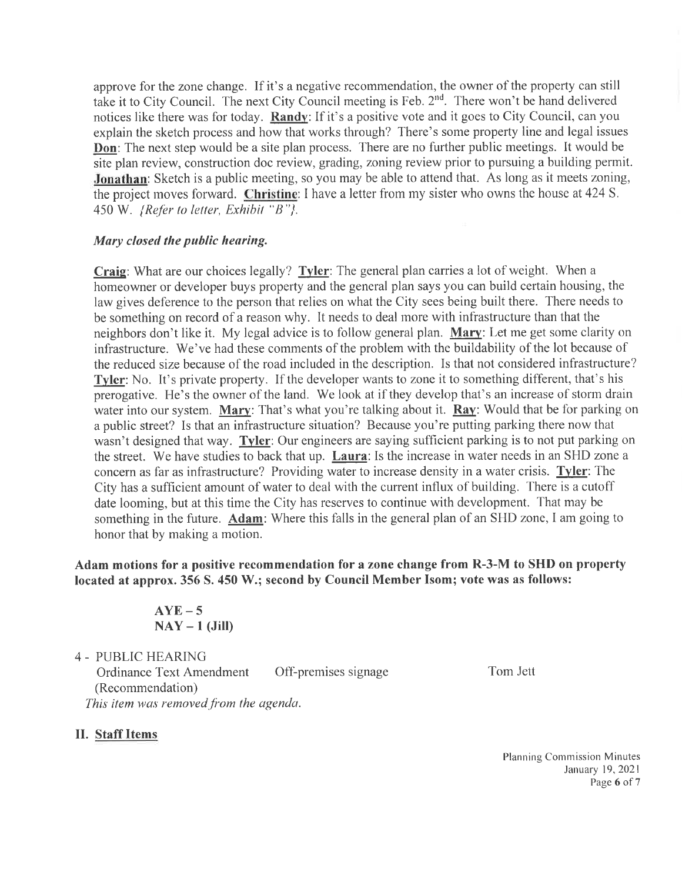approve for the zone change. If it's a negative recommendation, the owner of the property can still take it to City Council. The next City Council meeting is Feb. 2nd. There won't be hand delivered notices like there was for today. **Randy**: If it's a positive vote and it goes to City Council, can you explain the sketch process and how that works through? There's some property line and legal issues **Don**: The next step would be a site plan process. There are no further public meetings. It would be site plan review, construction doc review, grading, zoning review prior to pursuing a building permit. **Jonathan**: Sketch is a public meeting, so you may be able to attend that. As long as it meets zoning, the project moves forward. **Christine**: I have a letter from my sister who owns the house at 424 S. 450 W. *{Refer to letter, Exhibit "B"}.*

***Mary closed the public hearing.***

**Craig**: What are our choices legally? **Tyler**: The general plan carries a lot of weight. When a homeowner or developer buys property and the general plan says you can build certain housing, the law gives deference to the person that relies on what the City sees being built there. There needs to be something on record of a reason why. It needs to deal more with infrastructure than that the neighbors don't like it. My legal advice is to follow general plan. **Mary**: Let me get some clarity on infrastructure. We've had these comments of the problem with the buildability of the lot because of the reduced size because of the road included in the description. Is that not considered infrastructure? **Tyler**: No. It's private property. If the developer wants to zone it to something different, that's his prerogative. He's the owner of the land. We look at if they develop that's an increase of storm drain water into our system. **Mary**: That's what you're talking about it. **Ray**: Would that be for parking on a public street? Is that an infrastructure situation? Because you're putting parking there now that wasn't designed that way. **Tyler**: Our engineers are saying sufficient parking is to not put parking on the street. We have studies to back that up. **Laura**: Is the increase in water needs in an SHD zone a concern as far as infrastructure? Providing water to increase density in a water crisis. **Tyler**: The City has a sufficient amount of water to deal with the current influx of building. There is a cutoff date looming, but at this time the City has reserves to continue with development. That may be something in the future. **Adam**: Where this falls in the general plan of an SHD zone, I am going to honor that by making a motion.

**Adam motions for a positive recommendation for a zone change from R-3-M to SHD on property located at approx. 356 S. 450 W.; second by Council Member Isom; vote was as follows:**

**AYE – 5**
**NAY – 1 (Jill)**

4 - PUBLIC HEARING
Ordinance Text Amendment — Off-premises signage — Tom Jett
(Recommendation)
*This item was removed from the agenda.*

## II. Staff Items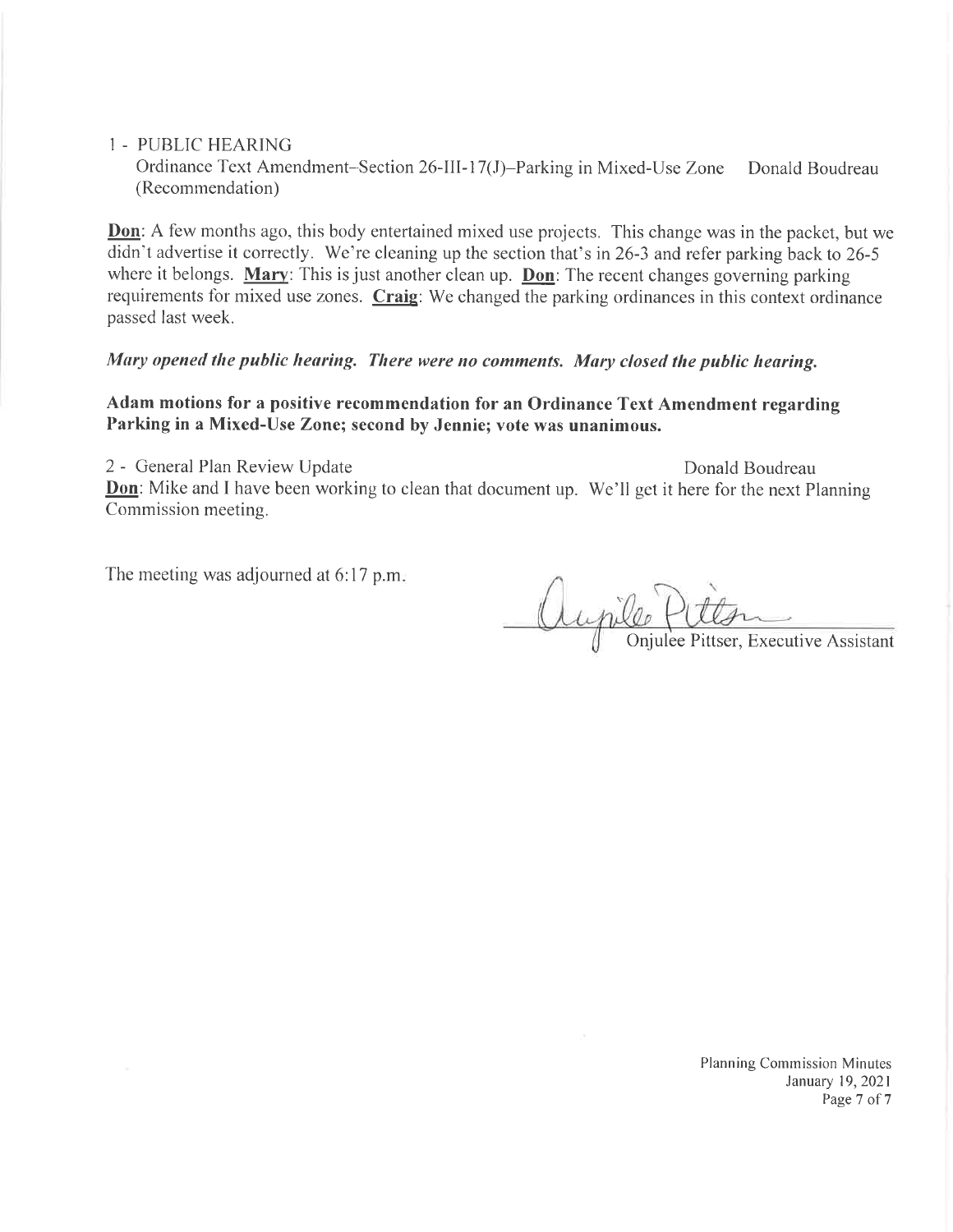1 - PUBLIC HEARING
Ordinance Text Amendment–Section 26-III-17(J)–Parking in Mixed-Use Zone Donald Boudreau (Recommendation)

**Don**: A few months ago, this body entertained mixed use projects. This change was in the packet, but we didn't advertise it correctly. We're cleaning up the section that's in 26-3 and refer parking back to 26-5 where it belongs. **Mary**: This is just another clean up. **Don**: The recent changes governing parking requirements for mixed use zones. **Craig**: We changed the parking ordinances in this context ordinance passed last week.

***Mary opened the public hearing. There were no comments. Mary closed the public hearing.***

**Adam motions for a positive recommendation for an Ordinance Text Amendment regarding Parking in a Mixed-Use Zone; second by Jennie; vote was unanimous.**

2 - General Plan Review Update Donald Boudreau
**Don**: Mike and I have been working to clean that document up. We'll get it here for the next Planning Commission meeting.

The meeting was adjourned at 6:17 p.m.

Onjulee Pittser, Executive Assistant

Planning Commission Minutes
January 19, 2021